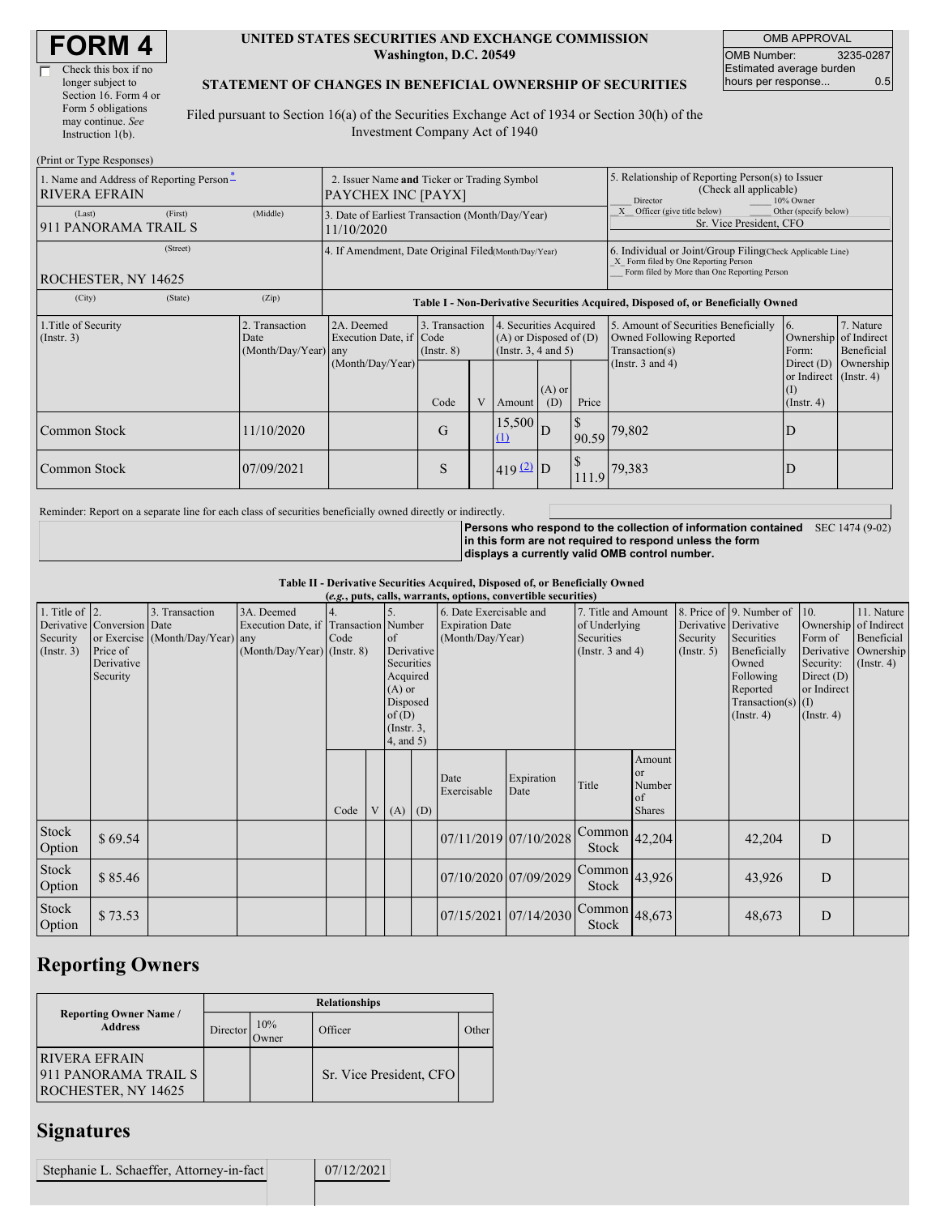# FORM 4

☐ Check this box if no longer subject to Section 16. Form 4 or Form 5 obligations may continue. *See* Instruction 1(b).

**UNITED STATES SECURITIES AND EXCHANGE COMMISSION**
**Washington, D.C. 20549**

**STATEMENT OF CHANGES IN BENEFICIAL OWNERSHIP OF SECURITIES**

Filed pursuant to Section 16(a) of the Securities Exchange Act of 1934 or Section 30(h) of the Investment Company Act of 1940

| OMB APPROVAL | |
|---|---|
| OMB Number: | 3235-0287 |
| Estimated average burden hours per response... | 0.5 |

(Print or Type Responses)

| | | |
|---|---|---|
| 1. Name and Address of Reporting Person* RIVERA EFRAIN<br>(Last) (First) (Middle)<br>911 PANORAMA TRAIL S<br>(Street)<br>ROCHESTER, NY 14625<br>(City) (State) (Zip) | 2. Issuer Name and Ticker or Trading Symbol PAYCHEX INC [PAYX]<br>3. Date of Earliest Transaction (Month/Day/Year) 11/10/2020<br>4. If Amendment, Date Original Filed (Month/Day/Year) | 5. Relationship of Reporting Person(s) to Issuer (Check all applicable)<br>\_\_ Director \_\_ 10% Owner<br>\_X\_ Officer (give title below) \_\_ Other (specify below)<br>Sr. Vice President, CFO<br>6. Individual or Joint/Group Filing (Check Applicable Line)<br>\_X\_ Form filed by One Reporting Person<br>\_\_ Form filed by More than One Reporting Person |

**Table I - Non-Derivative Securities Acquired, Disposed of, or Beneficially Owned**

| 1.Title of Security (Instr. 3) | 2. Transaction Date (Month/Day/Year) | 2A. Deemed Execution Date, if any (Month/Day/Year) | 3. Transaction Code (Instr. 8) | | 4. Securities Acquired (A) or Disposed of (D) (Instr. 3, 4 and 5) | | | 5. Amount of Securities Beneficially Owned Following Reported Transaction(s) (Instr. 3 and 4) | 6. Ownership Form: Direct (D) or Indirect (I) (Instr. 4) | 7. Nature of Indirect Beneficial Ownership (Instr. 4) |
|---|---|---|---|---|---|---|---|---|---|---|
| | | | Code | V | Amount | (A) or (D) | Price | | | |
| Common Stock | 11/10/2020 | | G | | 15,500 (1) | D | $ 90.59 | 79,802 | D | |
| Common Stock | 07/09/2021 | | S | | 419 (2) | D | $ 111.9 | 79,383 | D | |

Reminder: Report on a separate line for each class of securities beneficially owned directly or indirectly.

**Persons who respond to the collection of information contained in this form are not required to respond unless the form displays a currently valid OMB control number.** SEC 1474 (9-02)

**Table II - Derivative Securities Acquired, Disposed of, or Beneficially Owned**
***(e.g., puts, calls, warrants, options, convertible securities)***

| 1. Title of Derivative Security (Instr. 3) | 2. Conversion or Exercise Price of Derivative Security | 3. Transaction Date (Month/Day/Year) | 3A. Deemed Execution Date, if any (Month/Day/Year) | 4. Transaction Code (Instr. 8) | | 5. Number of Derivative Securities Acquired (A) or Disposed of (D) (Instr. 3, 4, and 5) | | 6. Date Exercisable and Expiration Date (Month/Day/Year) | | 7. Title and Amount of Underlying Securities (Instr. 3 and 4) | | 8. Price of Derivative Security (Instr. 5) | 9. Number of Derivative Securities Beneficially Owned Following Reported Transaction(s) (Instr. 4) | 10. Ownership Form of Derivative Security: Direct (D) or Indirect (I) (Instr. 4) | 11. Nature of Indirect Beneficial Ownership (Instr. 4) |
|---|---|---|---|---|---|---|---|---|---|---|---|---|---|---|---|
| | | | | Code | V | (A) | (D) | Date Exercisable | Expiration Date | Title | Amount or Number of Shares | | | | |
| Stock Option | $ 69.54 | | | | | | | 07/11/2019 | 07/10/2028 | Common Stock | 42,204 | | 42,204 | D | |
| Stock Option | $ 85.46 | | | | | | | 07/10/2020 | 07/09/2029 | Common Stock | 43,926 | | 43,926 | D | |
| Stock Option | $ 73.53 | | | | | | | 07/15/2021 | 07/14/2030 | Common Stock | 48,673 | | 48,673 | D | |

## Reporting Owners

| Reporting Owner Name / Address | Relationships | | | |
|---|---|---|---|---|
| | Director | 10% Owner | Officer | Other |
| RIVERA EFRAIN<br>911 PANORAMA TRAIL S<br>ROCHESTER, NY 14625 | | | Sr. Vice President, CFO | |

## Signatures

| | |
|---|---|
| Stephanie L. Schaeffer, Attorney-in-fact | 07/12/2021 |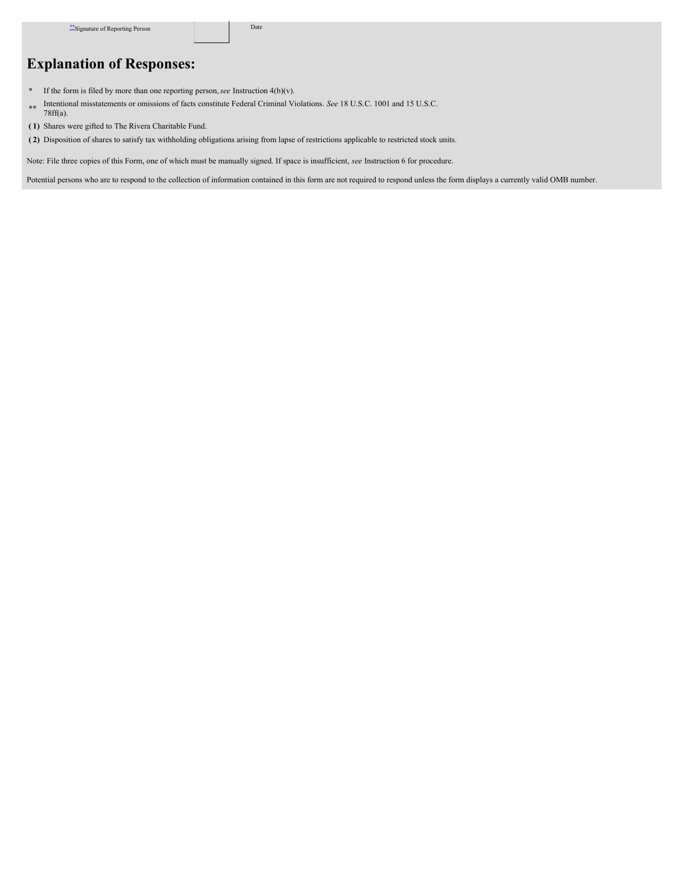** Signature of Reporting Person | Date

## Explanation of Responses:

\* If the form is filed by more than one reporting person, *see* Instruction 4(b)(v).

** Intentional misstatements or omissions of facts constitute Federal Criminal Violations. *See* 18 U.S.C. 1001 and 15 U.S.C. 78ff(a).

**( 1)** Shares were gifted to The Rivera Charitable Fund.

**( 2)** Disposition of shares to satisfy tax withholding obligations arising from lapse of restrictions applicable to restricted stock units.

Note: File three copies of this Form, one of which must be manually signed. If space is insufficient, *see* Instruction 6 for procedure.

Potential persons who are to respond to the collection of information contained in this form are not required to respond unless the form displays a currently valid OMB number.